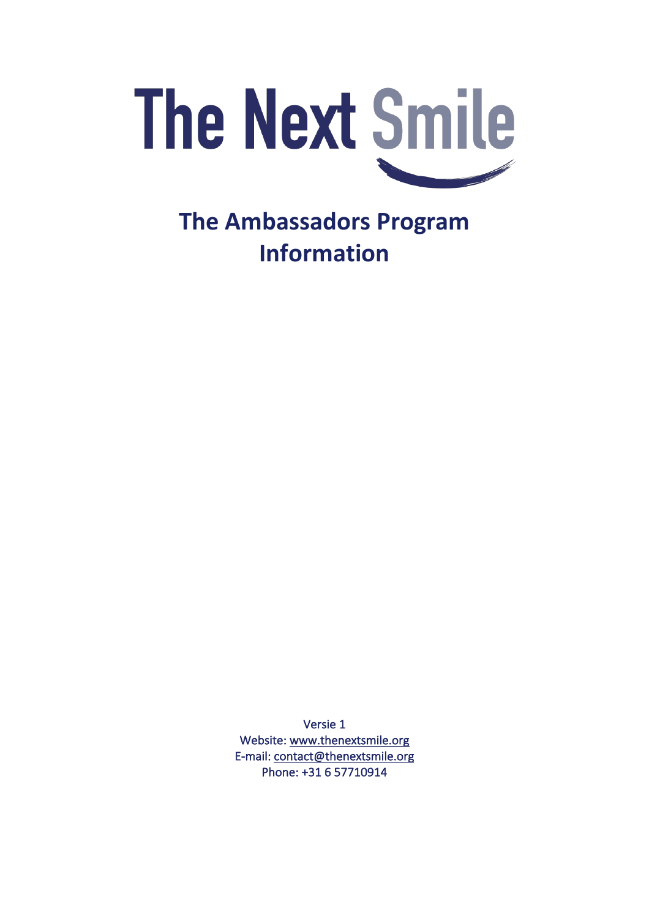# The Next Smile

## The Ambassadors Program Information

Versie 1

Website: www.thenextsmile.org

E-mail: contact@thenextsmile.org

Phone: +31 6 57710914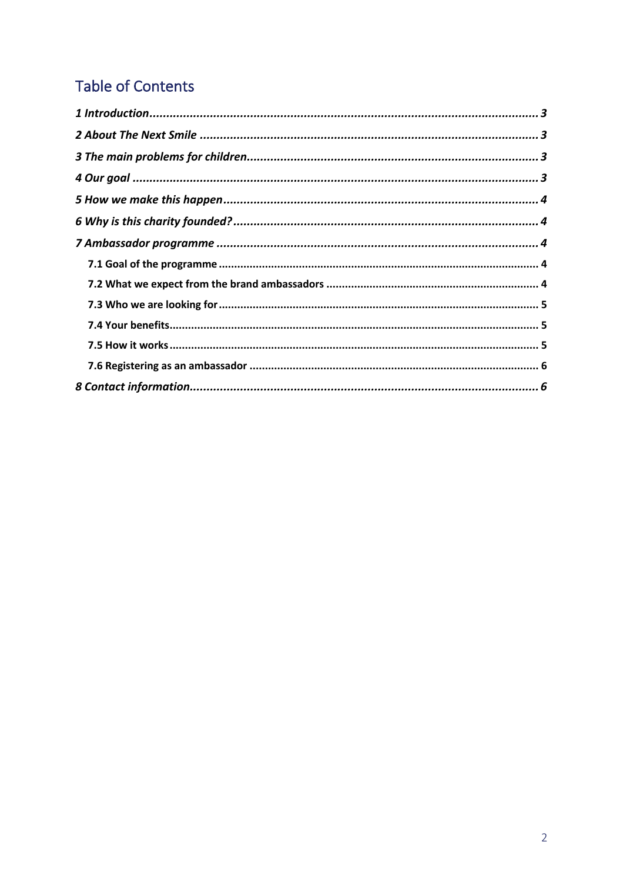# Table of Contents

*1 Introduction* .......... *3*

*2 About The Next Smile* .......... *3*

*3 The main problems for children* .......... *3*

*4 Our goal* .......... *3*

*5 How we make this happen* .......... *4*

*6 Why is this charity founded?* .......... *4*

*7 Ambassador programme* .......... *4*

- **7.1 Goal of the programme** .......... **4**
- **7.2 What we expect from the brand ambassadors** .......... **4**
- **7.3 Who we are looking for** .......... **5**
- **7.4 Your benefits** .......... **5**
- **7.5 How it works** .......... **5**
- **7.6 Registering as an ambassador** .......... **6**

*8 Contact information* .......... *6*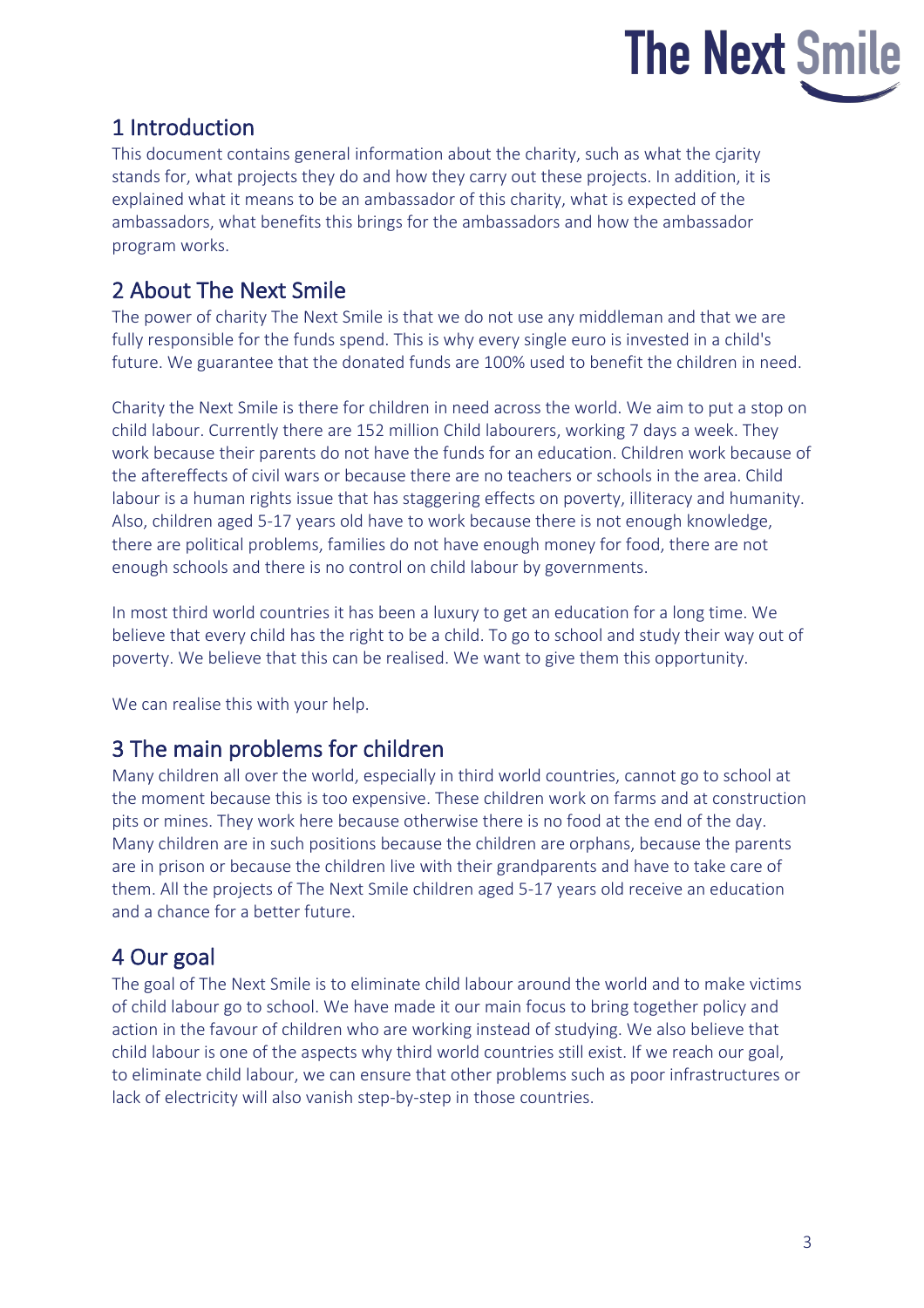# The Next Smile

## 1 Introduction

This document contains general information about the charity, such as what the cjarity stands for, what projects they do and how they carry out these projects. In addition, it is explained what it means to be an ambassador of this charity, what is expected of the ambassadors, what benefits this brings for the ambassadors and how the ambassador program works.

## 2 About The Next Smile

The power of charity The Next Smile is that we do not use any middleman and that we are fully responsible for the funds spend. This is why every single euro is invested in a child's future. We guarantee that the donated funds are 100% used to benefit the children in need.

Charity the Next Smile is there for children in need across the world. We aim to put a stop on child labour. Currently there are 152 million Child labourers, working 7 days a week. They work because their parents do not have the funds for an education. Children work because of the aftereffects of civil wars or because there are no teachers or schools in the area. Child labour is a human rights issue that has staggering effects on poverty, illiteracy and humanity. Also, children aged 5-17 years old have to work because there is not enough knowledge, there are political problems, families do not have enough money for food, there are not enough schools and there is no control on child labour by governments.

In most third world countries it has been a luxury to get an education for a long time. We believe that every child has the right to be a child. To go to school and study their way out of poverty. We believe that this can be realised. We want to give them this opportunity.

We can realise this with your help.

## 3 The main problems for children

Many children all over the world, especially in third world countries, cannot go to school at the moment because this is too expensive. These children work on farms and at construction pits or mines. They work here because otherwise there is no food at the end of the day. Many children are in such positions because the children are orphans, because the parents are in prison or because the children live with their grandparents and have to take care of them. All the projects of The Next Smile children aged 5-17 years old receive an education and a chance for a better future.

## 4 Our goal

The goal of The Next Smile is to eliminate child labour around the world and to make victims of child labour go to school. We have made it our main focus to bring together policy and action in the favour of children who are working instead of studying. We also believe that child labour is one of the aspects why third world countries still exist. If we reach our goal, to eliminate child labour, we can ensure that other problems such as poor infrastructures or lack of electricity will also vanish step-by-step in those countries.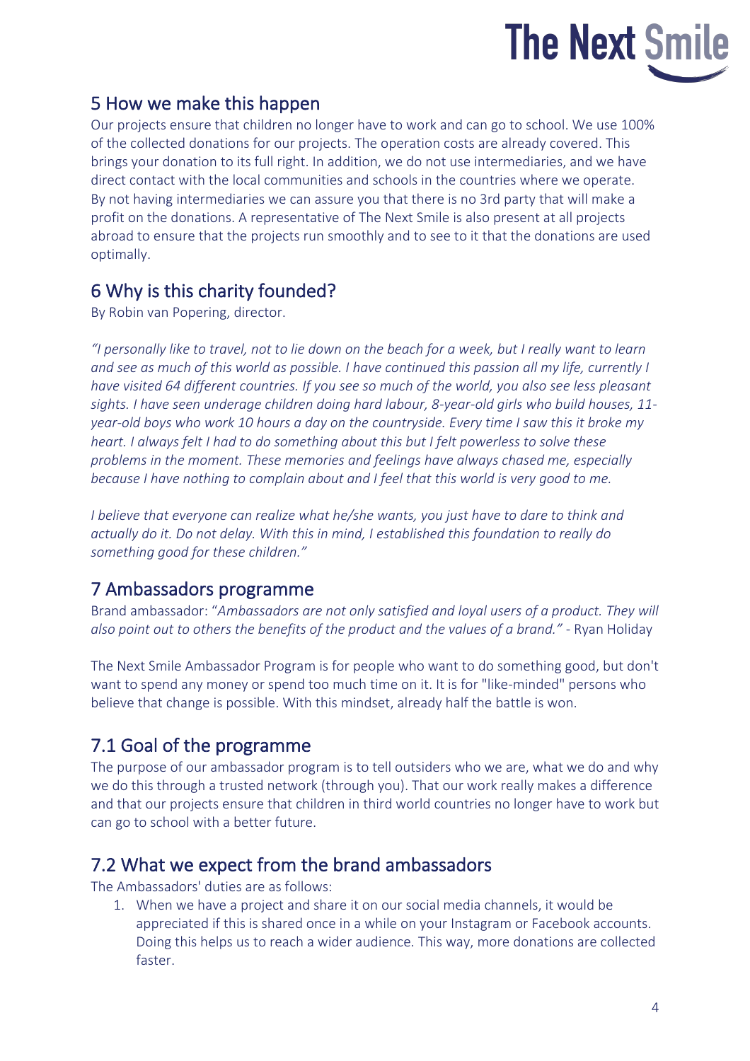## 5 How we make this happen

Our projects ensure that children no longer have to work and can go to school. We use 100% of the collected donations for our projects. The operation costs are already covered. This brings your donation to its full right. In addition, we do not use intermediaries, and we have direct contact with the local communities and schools in the countries where we operate. By not having intermediaries we can assure you that there is no 3rd party that will make a profit on the donations. A representative of The Next Smile is also present at all projects abroad to ensure that the projects run smoothly and to see to it that the donations are used optimally.

## 6 Why is this charity founded?

By Robin van Popering, director.

*"I personally like to travel, not to lie down on the beach for a week, but I really want to learn and see as much of this world as possible. I have continued this passion all my life, currently I have visited 64 different countries. If you see so much of the world, you also see less pleasant sights. I have seen underage children doing hard labour, 8-year-old girls who build houses, 11-year-old boys who work 10 hours a day on the countryside. Every time I saw this it broke my heart. I always felt I had to do something about this but I felt powerless to solve these problems in the moment. These memories and feelings have always chased me, especially because I have nothing to complain about and I feel that this world is very good to me.*

*I believe that everyone can realize what he/she wants, you just have to dare to think and actually do it. Do not delay. With this in mind, I established this foundation to really do something good for these children."*

## 7 Ambassadors programme

Brand ambassador: "*Ambassadors are not only satisfied and loyal users of a product. They will also point out to others the benefits of the product and the values of a brand."* - Ryan Holiday

The Next Smile Ambassador Program is for people who want to do something good, but don't want to spend any money or spend too much time on it. It is for "like-minded" persons who believe that change is possible. With this mindset, already half the battle is won.

## 7.1 Goal of the programme

The purpose of our ambassador program is to tell outsiders who we are, what we do and why we do this through a trusted network (through you). That our work really makes a difference and that our projects ensure that children in third world countries no longer have to work but can go to school with a better future.

## 7.2 What we expect from the brand ambassadors

The Ambassadors' duties are as follows:

1. When we have a project and share it on our social media channels, it would be appreciated if this is shared once in a while on your Instagram or Facebook accounts. Doing this helps us to reach a wider audience. This way, more donations are collected faster.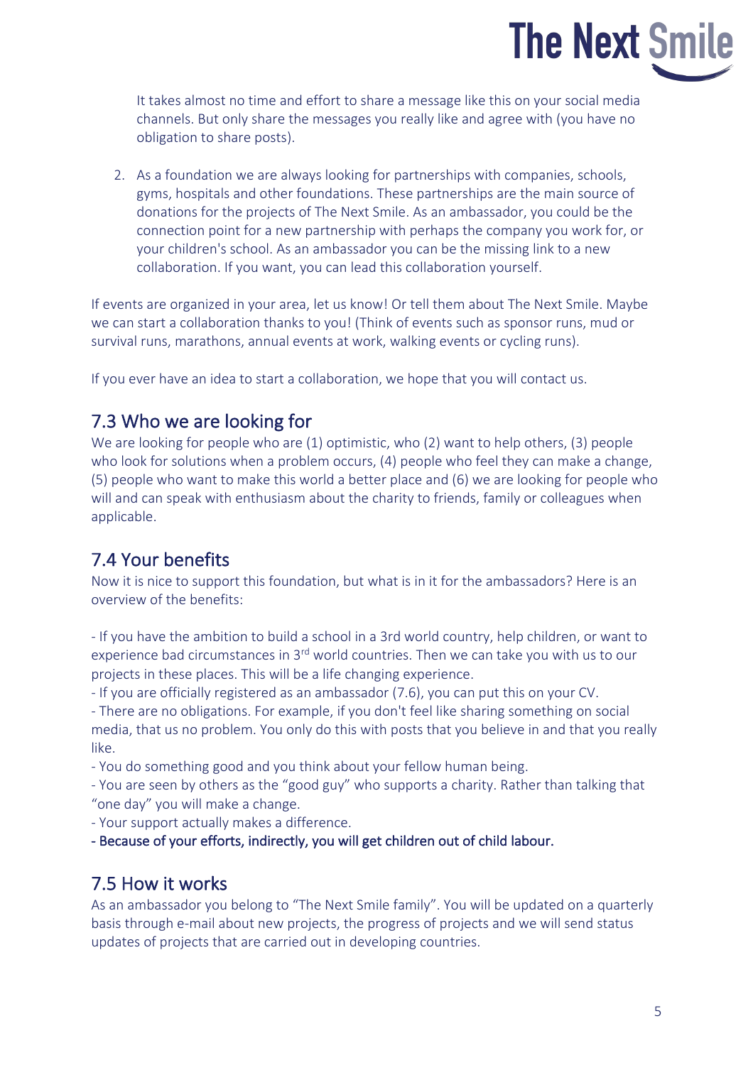It takes almost no time and effort to share a message like this on your social media channels. But only share the messages you really like and agree with (you have no obligation to share posts).

2. As a foundation we are always looking for partnerships with companies, schools, gyms, hospitals and other foundations. These partnerships are the main source of donations for the projects of The Next Smile. As an ambassador, you could be the connection point for a new partnership with perhaps the company you work for, or your children's school. As an ambassador you can be the missing link to a new collaboration. If you want, you can lead this collaboration yourself.

If events are organized in your area, let us know! Or tell them about The Next Smile. Maybe we can start a collaboration thanks to you! (Think of events such as sponsor runs, mud or survival runs, marathons, annual events at work, walking events or cycling runs).

If you ever have an idea to start a collaboration, we hope that you will contact us.

## 7.3 Who we are looking for

We are looking for people who are (1) optimistic, who (2) want to help others, (3) people who look for solutions when a problem occurs, (4) people who feel they can make a change, (5) people who want to make this world a better place and (6) we are looking for people who will and can speak with enthusiasm about the charity to friends, family or colleagues when applicable.

## 7.4 Your benefits

Now it is nice to support this foundation, but what is in it for the ambassadors? Here is an overview of the benefits:

- If you have the ambition to build a school in a 3rd world country, help children, or want to experience bad circumstances in 3rd world countries. Then we can take you with us to our projects in these places. This will be a life changing experience.
- If you are officially registered as an ambassador (7.6), you can put this on your CV.
- There are no obligations. For example, if you don't feel like sharing something on social media, that us no problem. You only do this with posts that you believe in and that you really like.
- You do something good and you think about your fellow human being.
- You are seen by others as the "good guy" who supports a charity. Rather than talking that "one day" you will make a change.
- Your support actually makes a difference.
- **Because of your efforts, indirectly, you will get children out of child labour.**

## 7.5 How it works

As an ambassador you belong to "The Next Smile family". You will be updated on a quarterly basis through e-mail about new projects, the progress of projects and we will send status updates of projects that are carried out in developing countries.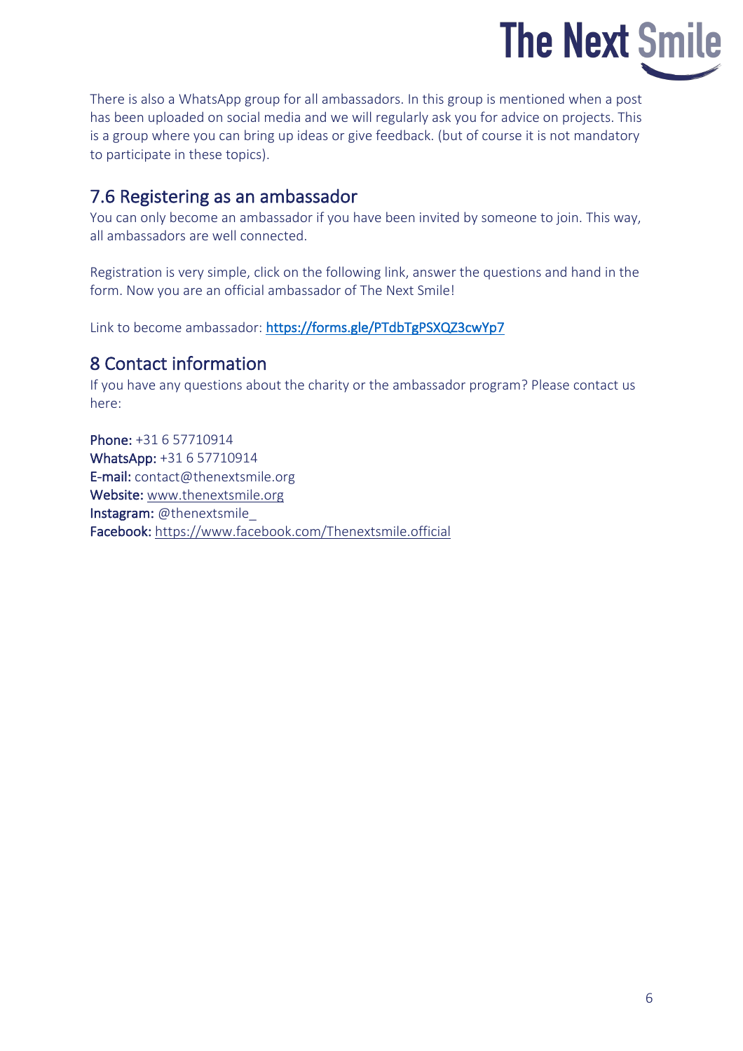There is also a WhatsApp group for all ambassadors. In this group is mentioned when a post has been uploaded on social media and we will regularly ask you for advice on projects. This is a group where you can bring up ideas or give feedback. (but of course it is not mandatory to participate in these topics).

## 7.6 Registering as an ambassador

You can only become an ambassador if you have been invited by someone to join. This way, all ambassadors are well connected.

Registration is very simple, click on the following link, answer the questions and hand in the form. Now you are an official ambassador of The Next Smile!

Link to become ambassador: **https://forms.gle/PTdbTgPSXQZ3cwYp7**

# 8 Contact information

If you have any questions about the charity or the ambassador program? Please contact us here:

**Phone:** +31 6 57710914
**WhatsApp:** +31 6 57710914
**E-mail:** contact@thenextsmile.org
**Website:** www.thenextsmile.org
**Instagram:** @thenextsmile_
**Facebook:** https://www.facebook.com/Thenextsmile.official